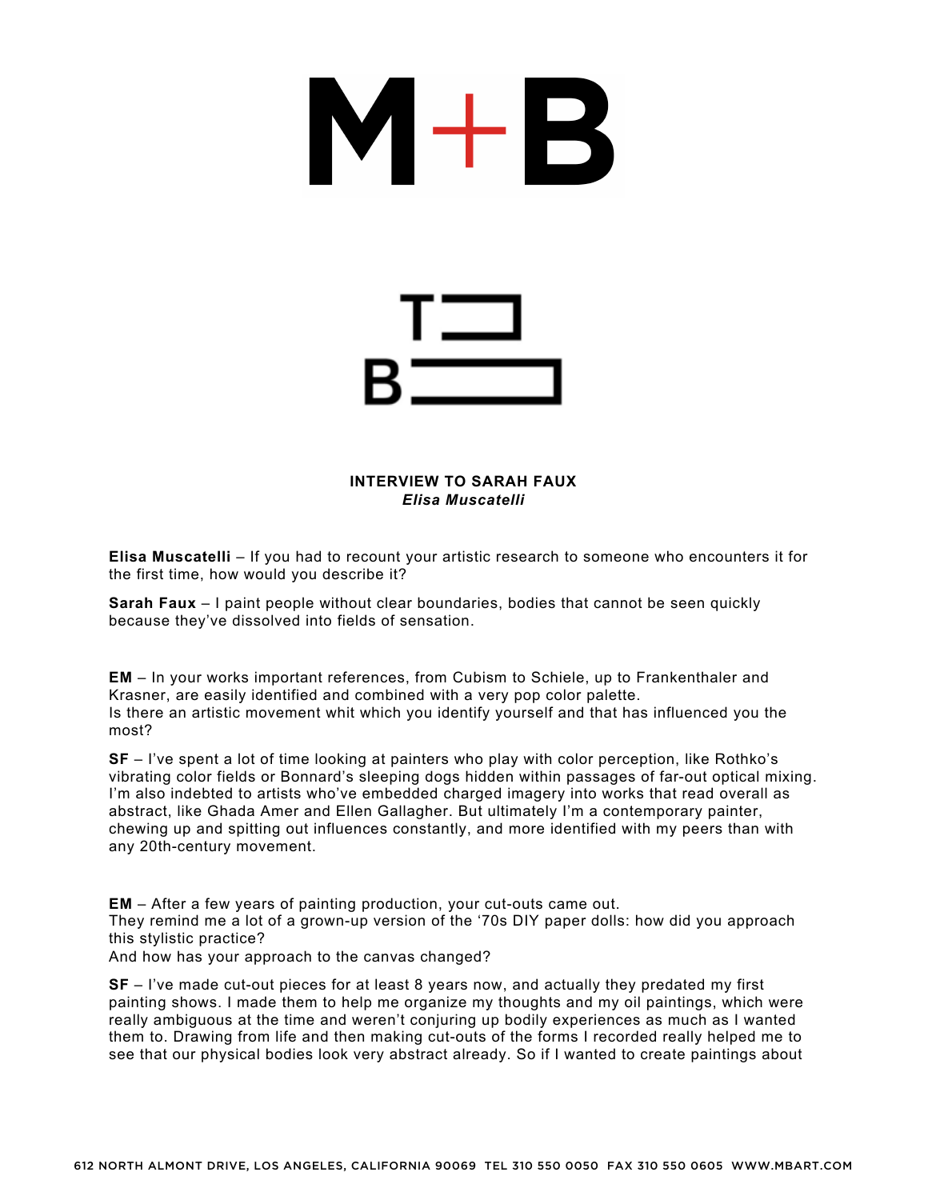**INTERVIEW TO SARAH FAUX**
***Elisa Muscatelli***

**Elisa Muscatelli** – If you had to recount your artistic research to someone who encounters it for the first time, how would you describe it?

**Sarah Faux** – I paint people without clear boundaries, bodies that cannot be seen quickly because they've dissolved into fields of sensation.

**EM** – In your works important references, from Cubism to Schiele, up to Frankenthaler and Krasner, are easily identified and combined with a very pop color palette.
Is there an artistic movement whit which you identify yourself and that has influenced you the most?

**SF** – I've spent a lot of time looking at painters who play with color perception, like Rothko's vibrating color fields or Bonnard's sleeping dogs hidden within passages of far-out optical mixing. I'm also indebted to artists who've embedded charged imagery into works that read overall as abstract, like Ghada Amer and Ellen Gallagher. But ultimately I'm a contemporary painter, chewing up and spitting out influences constantly, and more identified with my peers than with any 20th-century movement.

**EM** – After a few years of painting production, your cut-outs came out.
They remind me a lot of a grown-up version of the '70s DIY paper dolls: how did you approach this stylistic practice?
And how has your approach to the canvas changed?

**SF** – I've made cut-out pieces for at least 8 years now, and actually they predated my first painting shows. I made them to help me organize my thoughts and my oil paintings, which were really ambiguous at the time and weren't conjuring up bodily experiences as much as I wanted them to. Drawing from life and then making cut-outs of the forms I recorded really helped me to see that our physical bodies look very abstract already. So if I wanted to create paintings about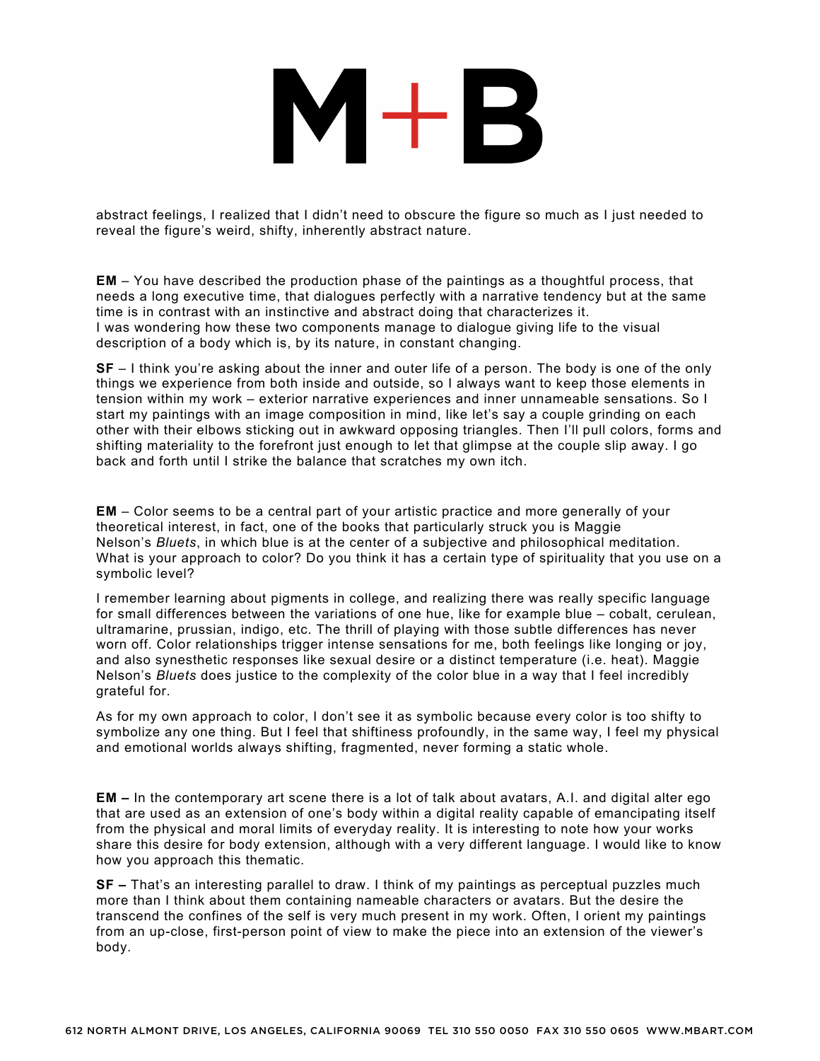abstract feelings, I realized that I didn't need to obscure the figure so much as I just needed to reveal the figure's weird, shifty, inherently abstract nature.

**EM** – You have described the production phase of the paintings as a thoughtful process, that needs a long executive time, that dialogues perfectly with a narrative tendency but at the same time is in contrast with an instinctive and abstract doing that characterizes it.
I was wondering how these two components manage to dialogue giving life to the visual description of a body which is, by its nature, in constant changing.

**SF** – I think you're asking about the inner and outer life of a person. The body is one of the only things we experience from both inside and outside, so I always want to keep those elements in tension within my work – exterior narrative experiences and inner unnameable sensations. So I start my paintings with an image composition in mind, like let's say a couple grinding on each other with their elbows sticking out in awkward opposing triangles. Then I'll pull colors, forms and shifting materiality to the forefront just enough to let that glimpse at the couple slip away. I go back and forth until I strike the balance that scratches my own itch.

**EM** – Color seems to be a central part of your artistic practice and more generally of your theoretical interest, in fact, one of the books that particularly struck you is Maggie Nelson's *Bluets*, in which blue is at the center of a subjective and philosophical meditation. What is your approach to color? Do you think it has a certain type of spirituality that you use on a symbolic level?

I remember learning about pigments in college, and realizing there was really specific language for small differences between the variations of one hue, like for example blue – cobalt, cerulean, ultramarine, prussian, indigo, etc. The thrill of playing with those subtle differences has never worn off. Color relationships trigger intense sensations for me, both feelings like longing or joy, and also synesthetic responses like sexual desire or a distinct temperature (i.e. heat). Maggie Nelson's *Bluets* does justice to the complexity of the color blue in a way that I feel incredibly grateful for.

As for my own approach to color, I don't see it as symbolic because every color is too shifty to symbolize any one thing. But I feel that shiftiness profoundly, in the same way, I feel my physical and emotional worlds always shifting, fragmented, never forming a static whole.

**EM –** In the contemporary art scene there is a lot of talk about avatars, A.I. and digital alter ego that are used as an extension of one's body within a digital reality capable of emancipating itself from the physical and moral limits of everyday reality. It is interesting to note how your works share this desire for body extension, although with a very different language. I would like to know how you approach this thematic.

**SF –** That's an interesting parallel to draw. I think of my paintings as perceptual puzzles much more than I think about them containing nameable characters or avatars. But the desire the transcend the confines of the self is very much present in my work. Often, I orient my paintings from an up-close, first-person point of view to make the piece into an extension of the viewer's body.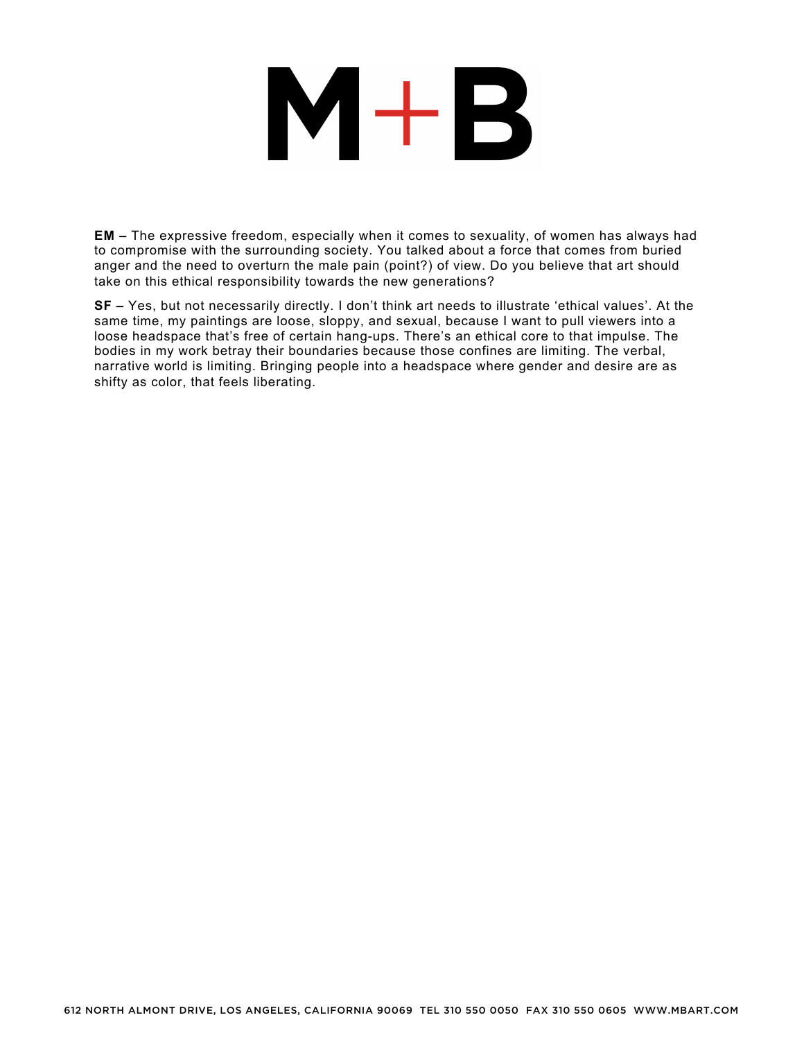**EM –** The expressive freedom, especially when it comes to sexuality, of women has always had to compromise with the surrounding society. You talked about a force that comes from buried anger and the need to overturn the male pain (point?) of view. Do you believe that art should take on this ethical responsibility towards the new generations?

**SF –** Yes, but not necessarily directly. I don't think art needs to illustrate 'ethical values'. At the same time, my paintings are loose, sloppy, and sexual, because I want to pull viewers into a loose headspace that's free of certain hang-ups. There's an ethical core to that impulse. The bodies in my work betray their boundaries because those confines are limiting. The verbal, narrative world is limiting. Bringing people into a headspace where gender and desire are as shifty as color, that feels liberating.